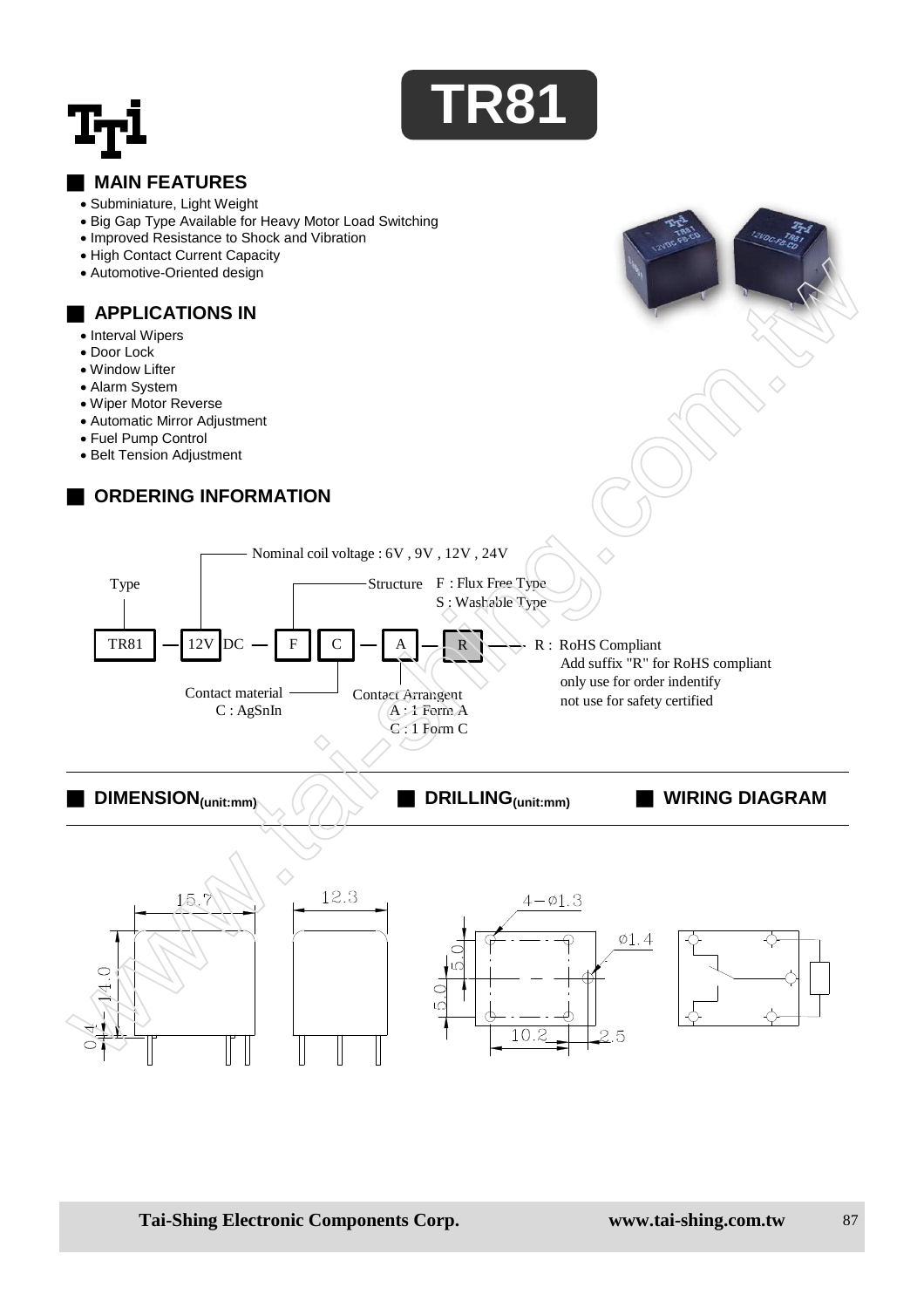# TR81

## MAIN FEATURES

- Subminiature, Light Weight
- Big Gap Type Available for Heavy Motor Load Switching
- Improved Resistance to Shock and Vibration
- High Contact Current Capacity
- Automotive-Oriented design

## APPLICATIONS IN

- Interval Wipers
- Door Lock
- Window Lifter
- Alarm System
- Wiper Motor Reverse
- Automatic Mirror Adjustment
- Fuel Pump Control
- Belt Tension Adjustment

## ORDERING INFORMATION

TR81 — 12V DC — F C — A — R

- Type: TR81
- Nominal coil voltage : 6V , 9V , 12V , 24V
- Structure: F : Flux Free Type; S : Washable Type
- Contact material: C : AgSnIn
- Contact Arrangent: A : 1 Form A; C : 1 Form C
- R : RoHS Compliant. Add suffix "R" for RoHS compliant only use for order indentify not use for safety certified

## DIMENSION(unit:mm)

15.7, 12.3, 14.0, 0.4

## DRILLING(unit:mm)

4−ø1.3, ø1.4, 5.0, 5.0, 10.2, 2.5

## WIRING DIAGRAM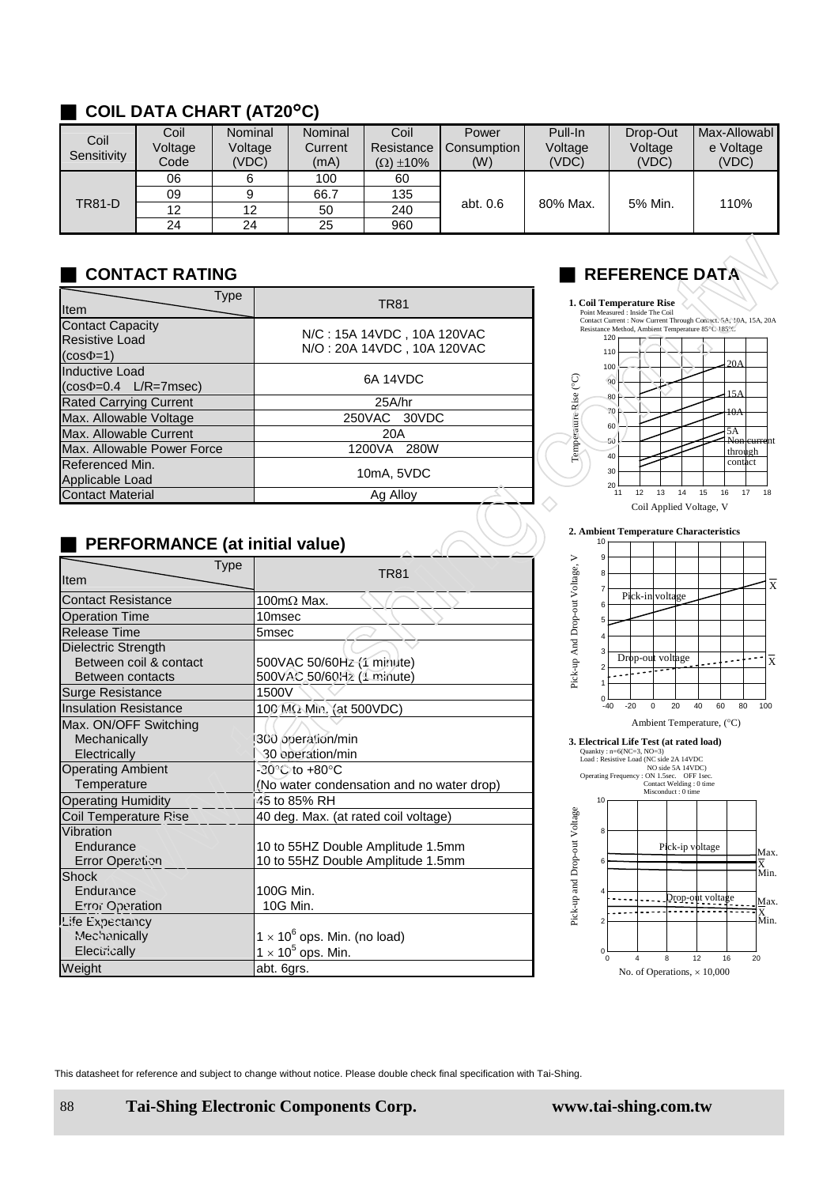## COIL DATA CHART (AT20°C)

| Coil Sensitivity | Coil Voltage Code | Nominal Voltage (VDC) | Nominal Current (mA) | Coil Resistance (Ω) ±10% | Power Consumption (W) | Pull-In Voltage (VDC) | Drop-Out Voltage (VDC) | Max-Allowable Voltage (VDC) |
|---|---|---|---|---|---|---|---|---|
| TR81-D | 06 | 6 | 100 | 60 | abt. 0.6 | 80% Max. | 5% Min. | 110% |
| | 09 | 9 | 66.7 | 135 | | | | |
| | 12 | 12 | 50 | 240 | | | | |
| | 24 | 24 | 25 | 960 | | | | |

## CONTACT RATING

| Item \ Type | TR81 |
|---|---|
| Contact Capacity Resistive Load (cosΦ=1) | N/C : 15A 14VDC , 10A 120VAC<br>N/O : 20A 14VDC , 10A 120VAC |
| Inductive Load (cosΦ=0.4 L/R=7msec) | 6A 14VDC |
| Rated Carrying Current | 25A/hr |
| Max. Allowable Voltage | 250VAC 30VDC |
| Max. Allowable Current | 20A |
| Max. Allowable Power Force | 1200VA 280W |
| Referenced Min. Applicable Load | 10mA, 5VDC |
| Contact Material | Ag Alloy |

## PERFORMANCE (at initial value)

| Item \ Type | TR81 |
|---|---|
| Contact Resistance | 100mΩ Max. |
| Operation Time | 10msec |
| Release Time | 5msec |
| Dielectric Strength<br>Between coil & contact<br>Between contacts | <br>500VAC 50/60Hz (1 minute)<br>500VAC 50/60Hz (1 minute) |
| Surge Resistance | 1500V |
| Insulation Resistance | 100 MΩ Min. (at 500VDC) |
| Max. ON/OFF Switching<br>Mechanically<br>Electrically | <br>300 operation/min<br>30 operation/min |
| Operating Ambient Temperature | -30°C to +80°C<br>(No water condensation and no water drop) |
| Operating Humidity | 45 to 85% RH |
| Coil Temperature Rise | 40 deg. Max. (at rated coil voltage) |
| Vibration<br>Endurance<br>Error Operation | <br>10 to 55HZ Double Amplitude 1.5mm<br>10 to 55HZ Double Amplitude 1.5mm |
| Shock<br>Endurance<br>Error Operation | <br>100G Min.<br>10G Min. |
| Life Expectancy<br>Mechanically<br>Electrically | <br>$1 \times 10^6$ ops. Min. (no load)<br>$1 \times 10^5$ ops. Min. |
| Weight | abt. 6grs. |

## REFERENCE DATA

**1. Coil Temperature Rise**
Point Measured : Inside The Coil
Contact Current : Now Current Through Contact. 5A, 10A, 15A, 20A
Resistance Method, Ambient Temperature 85°C 185°C

Temperature Rise (°C)
120, 110, 100, 90, 80, 70, 60, 50, 40, 30, 20
20A
15A
10A
5A
Non current through contact
11, 12, 13, 14, 15, 16, 17, 18
Coil Applied Voltage, V

**2. Ambient Temperature Characteristics**

Pick-up And Drop-out Voltage, V
10, 9, 8, 7, 6, 5, 4, 3, 2, 1, 0
Pick-in voltage
Drop-out voltage
X
X
-40, -20, 0, 20, 40, 60, 80, 100
Ambient Temperature, (°C)

**3. Electrical Life Test (at rated load)**
Quantity : n=6(NC=3, NO=3)
Load : Resistive Load (NC side 2A 14VDC
NO side 5A 14VDC)
Operating Frequency : ON 1.5sec. OFF 1sec.
Contact Welding : 0 time
Misconduct : 0 time

Pick-up and Drop-out Voltage
10, 8, 6, 4, 2, 0
Pick-ip voltage
Drop-out voltage
Max.
X
Min.
Max.
X
Min.
0, 4, 8, 12, 16, 20
No. of Operations, × 10,000

This datasheet for reference and subject to change without notice. Please double check final specification with Tai-Shing.